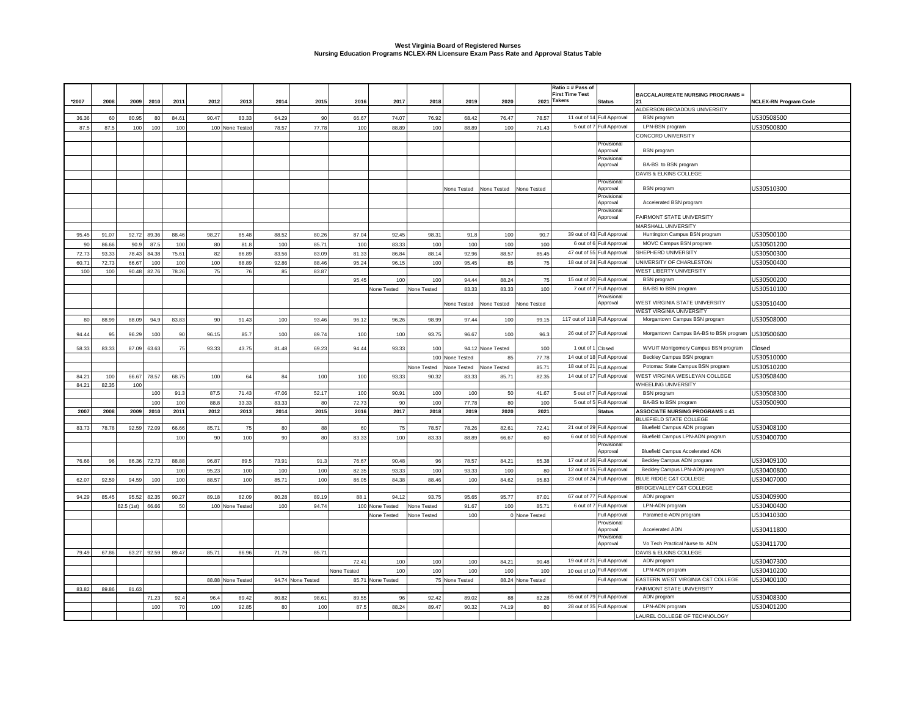**West Virginia Board of Registered Nurses**
**Nursing Education Programs NCLEX-RN Licensure Exam Pass Rate and Approval Status Table**

| *2007 | 2008 | 2009 | 2010 | 2011 | 2012 | 2013 | 2014 | 2015 | 2016 | 2017 | 2018 | 2019 | 2020 | 2021 | Ratio = # Pass of First Time Test Takers | Status | BACCALAUREATE NURSING PROGRAMS = 21 | NCLEX-RN Program Code |
|---|---|---|---|---|---|---|---|---|---|---|---|---|---|---|---|---|---|---|
| | | | | | | | | | | | | | | | | | ALDERSON BROADDUS UNIVERSITY | |
| 36.36 | 60 | 80.95 | 80 | 84.61 | 90.47 | 83.33 | 64.29 | 90 | 66.67 | 74.07 | 76.92 | 68.42 | 76.47 | 78.57 | 11 out of 14 | Full Approval | BSN program | US30508500 |
| 87.5 | 87.5 | 100 | 100 | 100 | 100 | None Tested | 78.57 | 77.78 | 100 | 88.89 | 100 | 88.89 | 100 | 71.43 | 5 out of 7 | Full Approval | LPN-BSN program | US30500800 |
| | | | | | | | | | | | | | | | | | CONCORD UNIVERSITY | |
| | | | | | | | | | | | | | | | | Provisional Approval | BSN program | |
| | | | | | | | | | | | | | | | | Provisional Approval | BA-BS to BSN program | |
| | | | | | | | | | | | | | | | | | DAVIS & ELKINS COLLEGE | |
| | | | | | | | | | | | | None Tested | None Tested | None Tested | | Provisional Approval | BSN program | US30510300 |
| | | | | | | | | | | | | | | | | Provisional Approval | Accelerated BSN program | |
| | | | | | | | | | | | | | | | | Provisional Approval | FAIRMONT STATE UNIVERSITY | |
| | | | | | | | | | | | | | | | | | MARSHALL UNIVERSITY | |
| 95.45 | 91.07 | 92.72 | 89.36 | 88.46 | 98.27 | 85.48 | 88.52 | 80.26 | 87.04 | 92.45 | 98.31 | 91.8 | 100 | 90.7 | 39 out of 43 | Full Approval | Huntington Campus BSN program | US30500100 |
| 90 | 86.66 | 90.9 | 87.5 | 100 | 80 | 81.8 | 100 | 85.71 | 100 | 83.33 | 100 | 100 | 100 | 100 | 6 out of 6 | Full Approval | MOVC Campus BSN program | US30501200 |
| 72.73 | 93.33 | 78.43 | 84.38 | 75.61 | 82 | 86.89 | 83.56 | 83.09 | 81.33 | 86.84 | 88.14 | 92.96 | 88.57 | 85.45 | 47 out of 55 | Full Approval | SHEPHERD UNIVERSITY | US30500300 |
| 60.71 | 72.73 | 66.67 | 100 | 100 | 100 | 88.89 | 92.86 | 88.46 | 95.24 | 96.15 | 100 | 95.45 | 85 | 75 | 18 out of 24 | Full Approval | UNIVERSITY OF CHARLESTON | US30500400 |
| 100 | 100 | 90.48 | 82.76 | 78.26 | 75 | 76 | 85 | 83.87 | | | | | | | | | WEST LIBERTY UNIVERSITY | |
| | | | | | | | | | 95.45 | 100 | 100 | 94.44 | 88.24 | 75 | 15 out of 20 | Full Approval | BSN program | US30500200 |
| | | | | | | | | | | None Tested | None Tested | 83.33 | 83.33 | 100 | 7 out of 7 | Full Approval | BA-BS to BSN program | US30510100 |
| | | | | | | | | | | | | None Tested | None Tested | None Tested | | Provisional Approval | WEST VIRGINIA STATE UNIVERSITY | US30510400 |
| | | | | | | | | | | | | | | | | | WEST VIRGINIA UNIVERSITY | |
| 80 | 88.99 | 88.09 | 94.9 | 83.83 | 90 | 91.43 | 100 | 93.46 | 96.12 | 96.26 | 98.99 | 97.44 | 100 | 99.15 | 117 out of 118 | Full Approval | Morgantown Campus BSN program | US30508000 |
| 94.44 | 95 | 96.29 | 100 | 90 | 96.15 | 85.7 | 100 | 89.74 | 100 | 100 | 93.75 | 96.67 | 100 | 96.3 | 26 out of 27 | Full Approval | Morgantown Campus BA-BS to BSN program | US30500600 |
| 58.33 | 83.33 | 87.09 | 63.63 | 75 | 93.33 | 43.75 | 81.48 | 69.23 | 94.44 | 93.33 | 100 | 94.12 | None Tested | 100 | 1 out of 1 | Closed | WVUIT Montgomery Campus BSN program | Closed |
| | | | | | | | | | | | 100 | None Tested | 85 | 77.78 | 14 out of 18 | Full Approval | Beckley Campus BSN program | US30510000 |
| | | | | | | | | | | | None Tested | None Tested | None Tested | 85.71 | 18 out of 21 | Full Approval | Potomac State Campus BSN program | US30510200 |
| 84.21 | 100 | 66.67 | 78.57 | 68.75 | 100 | 64 | 84 | 100 | 100 | 93.33 | 90.32 | 83.33 | 85.71 | 82.35 | 14 out of 17 | Full Approval | WEST VIRGINIA WESLEYAN COLLEGE | US30508400 |
| 84.21 | 82.35 | 100 | | | | | | | | | | | | | | | WHEELING UNIVERSITY | |
| | | | 100 | 91.3 | 87.5 | 71.43 | 47.06 | 52.17 | 100 | 90.91 | 100 | 100 | 50 | 41.67 | 5 out of 7 | Full Approval | BSN program | US30508300 |
| | | | 100 | 100 | 88.8 | 33.33 | 83.33 | 80 | 72.73 | 90 | 100 | 77.78 | 80 | 100 | 5 out of 5 | Full Approval | BA-BS to BSN program | US30500900 |
| **2007** | **2008** | **2009** | **2010** | **2011** | **2012** | **2013** | **2014** | **2015** | **2016** | **2017** | **2018** | **2019** | **2020** | **2021** | | **Status** | **ASSOCIATE NURSING PROGRAMS = 41** | |
| | | | | | | | | | | | | | | | | | BLUEFIELD STATE COLLEGE | |
| 83.73 | 78.78 | 92.59 | 72.09 | 66.66 | 85.71 | 75 | 80 | 88 | 60 | 75 | 78.57 | 78.26 | 82.61 | 72.41 | 21 out of 29 | Full Approval | Bluefield Campus ADN program | US30408100 |
| | | | | 100 | 90 | 100 | 90 | 80 | 83.33 | 100 | 83.33 | 88.89 | 66.67 | 60 | 6 out of 10 | Full Approval | Bluefield Campus LPN-ADN program | US30400700 |
| | | | | | | | | | | | | | | | | Provisional Approval | Bluefield Campus Accelerated ADN | |
| 76.66 | 96 | 86.36 | 72.73 | 88.88 | 96.87 | 89.5 | 73.91 | 91.3 | 76.67 | 90.48 | 96 | 78.57 | 84.21 | 65.38 | 17 out of 26 | Full Approval | Beckley Campus ADN program | US30409100 |
| | | | | 100 | 95.23 | 100 | 100 | 100 | 82.35 | 93.33 | 100 | 93.33 | 100 | 80 | 12 out of 15 | Full Approval | Beckley Campus LPN-ADN program | US30400800 |
| 62.07 | 92.59 | 94.59 | 100 | 100 | 88.57 | 100 | 85.71 | 100 | 86.05 | 84.38 | 88.46 | 100 | 84.62 | 95.83 | 23 out of 24 | Full Approval | BLUE RIDGE C&T COLLEGE | US30407000 |
| | | | | | | | | | | | | | | | | | BRIDGEVALLEY C&T COLLEGE | |
| 94.29 | 85.45 | 95.52 | 82.35 | 90.27 | 89.18 | 82.09 | 80.28 | 89.19 | 88.1 | 94.12 | 93.75 | 95.65 | 95.77 | 87.01 | 67 out of 77 | Full Approval | ADN program | US30409900 |
| | | 62.5 (1st) | 66.66 | 50 | 100 | None Tested | 100 | 94.74 | 100 | None Tested | None Tested | 91.67 | 100 | 85.71 | 6 out of 7 | Full Approval | LPN-ADN program | US30400400 |
| | | | | | | | | | | None Tested | None Tested | 100 | 0 | None Tested | | Full Approval | Paramedic-ADN program | US30410300 |
| | | | | | | | | | | | | | | | | Provisional Approval | Accelerated ADN | US30411800 |
| | | | | | | | | | | | | | | | | Provisional Approval | Vo Tech Practical Nurse to ADN | US30411700 |
| 79.49 | 67.86 | 63.27 | 92.59 | 89.47 | 85.71 | 86.96 | 71.79 | 85.71 | | | | | | | | | DAVIS & ELKINS COLLEGE | |
| | | | | | | | | | 72.41 | 100 | 100 | 100 | 84.21 | 90.48 | 19 out of 21 | Full Approval | ADN program | US30407300 |
| | | | | | | | | | None Tested | 100 | 100 | 100 | 100 | 100 | 10 out of 10 | Full Approval | LPN-ADN program | US30410200 |
| | | | | | 88.88 | None Tested | 94.74 | None Tested | 85.71 | None Tested | 75 | None Tested | 88.24 | None Tested | | Full Approval | EASTERN WEST VIRGINIA C&T COLLEGE | US30400100 |
| 83.82 | 89.86 | 81.63 | | | | | | | | | | | | | | | FAIRMONT STATE UNIVERSITY | |
| | | | 71.23 | 92.4 | 96.4 | 89.42 | 80.82 | 98.61 | 89.55 | 96 | 92.42 | 89.02 | 88 | 82.28 | 65 out of 79 | Full Approval | ADN program | US30408300 |
| | | | 100 | 70 | 100 | 92.85 | 80 | 100 | 87.5 | 88.24 | 89.47 | 90.32 | 74.19 | 80 | 28 out of 35 | Full Approval | LPN-ADN program | US30401200 |
| | | | | | | | | | | | | | | | | | LAUREL COLLEGE OF TECHNOLOGY | |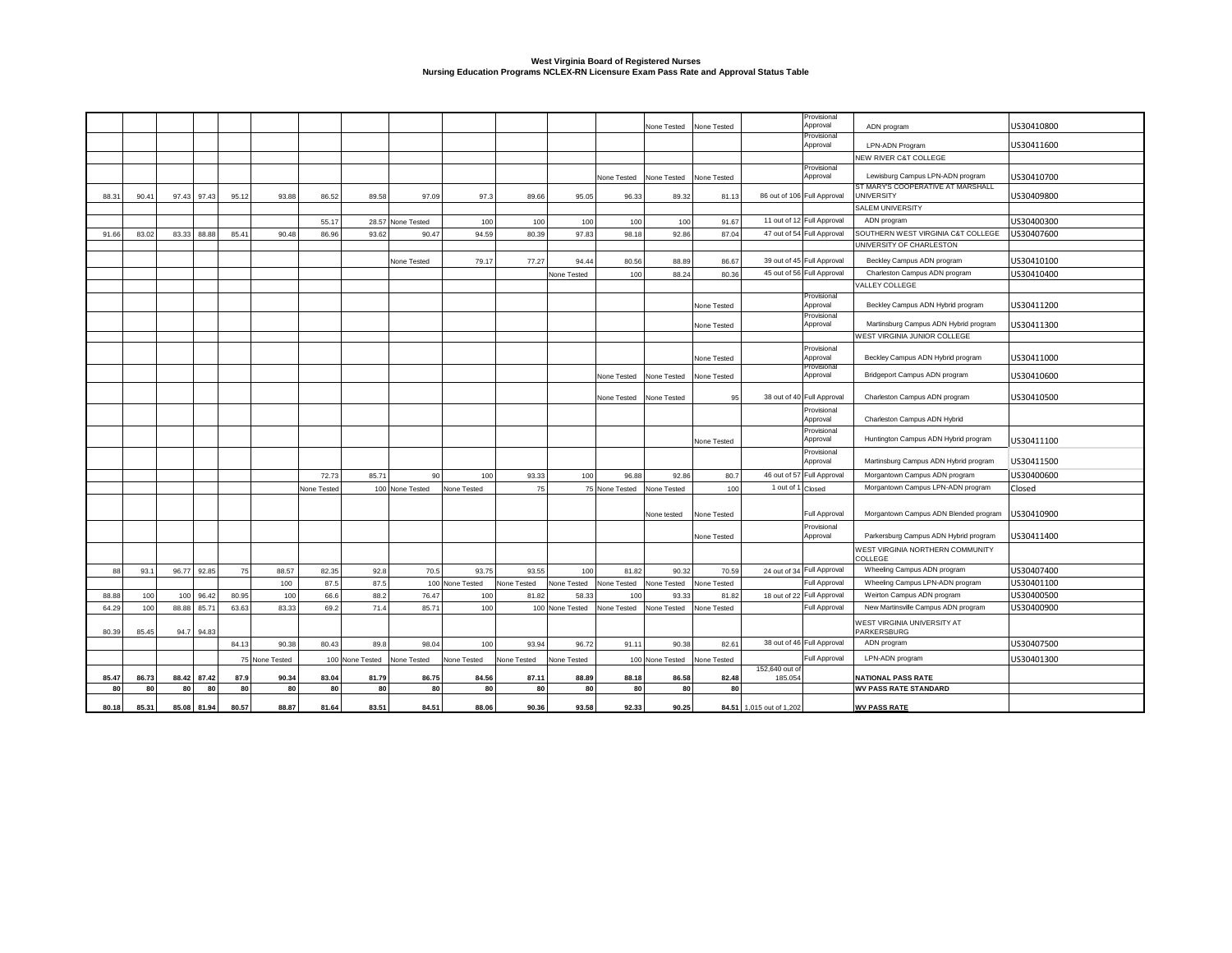**West Virginia Board of Registered Nurses**
**Nursing Education Programs NCLEX-RN Licensure Exam Pass Rate and Approval Status Table**

| | | | | | | | | | | | | | | | | | | |
|---|---|---|---|---|---|---|---|---|---|---|---|---|---|---|---|---|---|---|
| | | | | | | | | | | | | | None Tested | None Tested | | Provisional Approval | ADN program | US30410800 |
| | | | | | | | | | | | | | | | | Provisional Approval | LPN-ADN Program | US30411600 |
| | | | | | | | | | | | | | | | | | NEW RIVER C&T COLLEGE | |
| | | | | | | | | | | | | None Tested | None Tested | None Tested | | Provisional Approval | Lewisburg Campus LPN-ADN program | US30410700 |
| 88.31 | 90.41 | 97.43 | 97.43 | 95.12 | 93.88 | 86.52 | 89.58 | 97.09 | 97.3 | 89.66 | 95.05 | 96.33 | 89.32 | 81.13 | 86 out of 106 | Full Approval | ST MARY'S COOPERATIVE AT MARSHALL UNIVERSITY | US30409800 |
| | | | | | | | | | | | | | | | | | SALEM UNIVERSITY | |
| | | | | | | 55.17 | 28.57 | None Tested | 100 | 100 | 100 | 100 | 100 | 91.67 | 11 out of 12 | Full Approval | ADN program | US30400300 |
| 91.66 | 83.02 | 83.33 | 88.88 | 85.41 | 90.48 | 86.96 | 93.62 | 90.47 | 94.59 | 80.39 | 97.83 | 98.18 | 92.86 | 87.04 | 47 out of 54 | Full Approval | SOUTHERN WEST VIRGINIA C&T COLLEGE | US30407600 |
| | | | | | | | | | | | | | | | | | UNIVERSITY OF CHARLESTON | |
| | | | | | | | | None Tested | 79.17 | 77.27 | 94.44 | 80.56 | 88.89 | 86.67 | 39 out of 45 | Full Approval | Beckley Campus ADN program | US30410100 |
| | | | | | | | | | | | None Tested | 100 | 88.24 | 80.36 | 45 out of 56 | Full Approval | Charleston Campus ADN program | US30410400 |
| | | | | | | | | | | | | | | | | | VALLEY COLLEGE | |
| | | | | | | | | | | | | | | None Tested | | Provisional Approval | Beckley Campus ADN Hybrid program | US30411200 |
| | | | | | | | | | | | | | | None Tested | | Provisional Approval | Martinsburg Campus ADN Hybrid program | US30411300 |
| | | | | | | | | | | | | | | | | | WEST VIRGINIA JUNIOR COLLEGE | |
| | | | | | | | | | | | | | | None Tested | | Provisional Approval | Beckley Campus ADN Hybrid program | US30411000 |
| | | | | | | | | | | | | None Tested | None Tested | None Tested | | Provisional Approval | Bridgeport Campus ADN program | US30410600 |
| | | | | | | | | | | | | None Tested | None Tested | 95 | 38 out of 40 | Full Approval | Charleston Campus ADN program | US30410500 |
| | | | | | | | | | | | | | | | | Provisional Approval | Charleston Campus ADN Hybrid | |
| | | | | | | | | | | | | | | None Tested | | Provisional Approval | Huntington Campus ADN Hybrid program | US30411100 |
| | | | | | | | | | | | | | | | | Provisional Approval | Martinsburg Campus ADN Hybrid program | US30411500 |
| | | | | | | 72.73 | 85.71 | 90 | 100 | 93.33 | 100 | 96.88 | 92.86 | 80.7 | 46 out of 57 | Full Approval | Morgantown Campus ADN program | US30400600 |
| | | | | | | None Tested | 100 | None Tested | None Tested | 75 | 75 | None Tested | None Tested | 100 | 1 out of 1 | Closed | Morgantown Campus LPN-ADN program | Closed |
| | | | | | | | | | | | | | None tested | None Tested | | Full Approval | Morgantown Campus ADN Blended program | US30410900 |
| | | | | | | | | | | | | | | None Tested | | Provisional Approval | Parkersburg Campus ADN Hybrid program | US30411400 |
| | | | | | | | | | | | | | | | | | WEST VIRGINIA NORTHERN COMMUNITY COLLEGE | |
| 88 | 93.1 | 96.77 | 92.85 | 75 | 88.57 | 82.35 | 92.8 | 70.5 | 93.75 | 93.55 | 100 | 81.82 | 90.32 | 70.59 | 24 out of 34 | Full Approval | Wheeling Campus ADN program | US30407400 |
| | | | | | 100 | 87.5 | 87.5 | 100 | None Tested | None Tested | None Tested | None Tested | None Tested | None Tested | | Full Approval | Wheeling Campus LPN-ADN program | US30401100 |
| 88.88 | 100 | 100 | 96.42 | 80.95 | 100 | 66.6 | 88.2 | 76.47 | 100 | 81.82 | 58.33 | 100 | 93.33 | 81.82 | 18 out of 22 | Full Approval | Weirton Campus ADN program | US30400500 |
| 64.29 | 100 | 88.88 | 85.71 | 63.63 | 83.33 | 69.2 | 71.4 | 85.71 | 100 | 100 | None Tested | None Tested | None Tested | None Tested | | Full Approval | New Martinsville Campus ADN program | US30400900 |
| 80.39 | 85.45 | 94.7 | 94.83 | | | | | | | | | | | | | | WEST VIRGINIA UNIVERSITY AT PARKERSBURG | |
| | | | | 84.13 | 90.38 | 80.43 | 89.8 | 98.04 | 100 | 93.94 | 96.72 | 91.11 | 90.38 | 82.61 | 38 out of 46 | Full Approval | ADN program | US30407500 |
| | | | | 75 | None Tested | 100 | None Tested | None Tested | None Tested | None Tested | None Tested | 100 | None Tested | None Tested | | Full Approval | LPN-ADN program | US30401300 |
| **85.47** | **86.73** | **88.42** | **87.42** | **87.9** | **90.34** | **83.04** | **81.79** | **86.75** | **84.56** | **87.11** | **88.89** | **88.18** | **86.58** | **82.48** | 152,640 out of 185,054 | | **NATIONAL PASS RATE** | |
| **80** | **80** | **80** | **80** | **80** | **80** | **80** | **80** | **80** | **80** | **80** | **80** | **80** | **80** | **80** | | | **WV PASS RATE STANDARD** | |
| **80.18** | **85.31** | **85.08** | **81.94** | **80.57** | **88.87** | **81.64** | **83.51** | **84.51** | **88.06** | **90.36** | **93.58** | **92.33** | **90.25** | **84.51** | 1,015 out of 1,202 | | **WV PASS RATE** | |